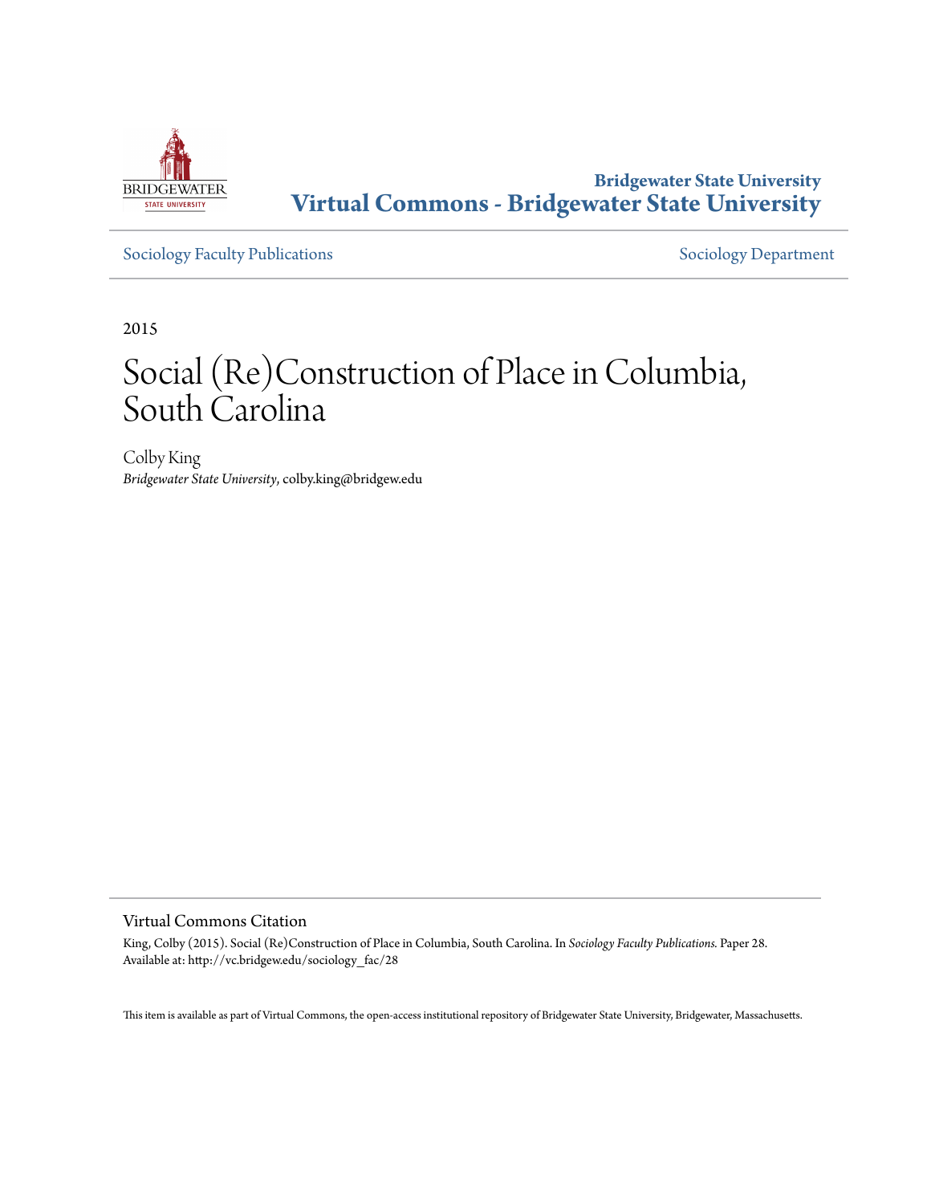Bridgewater State University

**Virtual Commons - Bridgewater State University**

Sociology Faculty Publications

Sociology Department

2015

# Social (Re)Construction of Place in Columbia, South Carolina

Colby King

*Bridgewater State University*, colby.king@bridgew.edu

## Virtual Commons Citation

King, Colby (2015). Social (Re)Construction of Place in Columbia, South Carolina. In *Sociology Faculty Publications.* Paper 28.
Available at: http://vc.bridgew.edu/sociology_fac/28

This item is available as part of Virtual Commons, the open-access institutional repository of Bridgewater State University, Bridgewater, Massachusetts.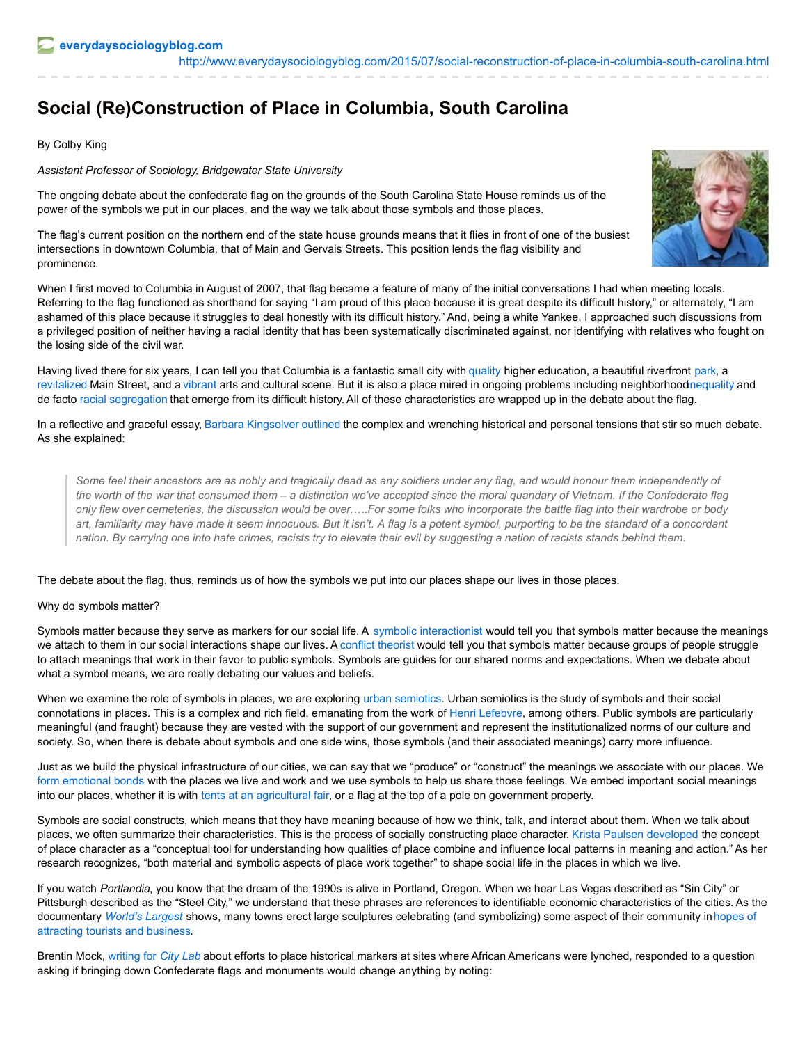everydaysociologyblog.com
http://www.everydaysociologyblog.com/2015/07/social-reconstruction-of-place-in-columbia-south-carolina.html

# Social (Re)Construction of Place in Columbia, South Carolina

By Colby King

*Assistant Professor of Sociology, Bridgewater State University*

The ongoing debate about the confederate flag on the grounds of the South Carolina State House reminds us of the power of the symbols we put in our places, and the way we talk about those symbols and those places.

The flag's current position on the northern end of the state house grounds means that it flies in front of one of the busiest intersections in downtown Columbia, that of Main and Gervais Streets. This position lends the flag visibility and prominence.

When I first moved to Columbia in August of 2007, that flag became a feature of many of the initial conversations I had when meeting locals. Referring to the flag functioned as shorthand for saying "I am proud of this place because it is great despite its difficult history," or alternately, "I am ashamed of this place because it struggles to deal honestly with its difficult history." And, being a white Yankee, I approached such discussions from a privileged position of neither having a racial identity that has been systematically discriminated against, nor identifying with relatives who fought on the losing side of the civil war.

Having lived there for six years, I can tell you that Columbia is a fantastic small city with quality higher education, a beautiful riverfront park, a revitalized Main Street, and a vibrant arts and cultural scene. But it is also a place mired in ongoing problems including neighborhood inequality and de facto racial segregation that emerge from its difficult history. All of these characteristics are wrapped up in the debate about the flag.

In a reflective and graceful essay, Barbara Kingsolver outlined the complex and wrenching historical and personal tensions that stir so much debate. As she explained:

> *Some feel their ancestors are as nobly and tragically dead as any soldiers under any flag, and would honour them independently of the worth of the war that consumed them – a distinction we've accepted since the moral quandary of Vietnam. If the Confederate flag only flew over cemeteries, the discussion would be over…..For some folks who incorporate the battle flag into their wardrobe or body art, familiarity may have made it seem innocuous. But it isn't. A flag is a potent symbol, purporting to be the standard of a concordant nation. By carrying one into hate crimes, racists try to elevate their evil by suggesting a nation of racists stands behind them.*

The debate about the flag, thus, reminds us of how the symbols we put into our places shape our lives in those places.

Why do symbols matter?

Symbols matter because they serve as markers for our social life. A symbolic interactionist would tell you that symbols matter because the meanings we attach to them in our social interactions shape our lives. A conflict theorist would tell you that symbols matter because groups of people struggle to attach meanings that work in their favor to public symbols. Symbols are guides for our shared norms and expectations. When we debate about what a symbol means, we are really debating our values and beliefs.

When we examine the role of symbols in places, we are exploring urban semiotics. Urban semiotics is the study of symbols and their social connotations in places. This is a complex and rich field, emanating from the work of Henri Lefebvre, among others. Public symbols are particularly meaningful (and fraught) because they are vested with the support of our government and represent the institutionalized norms of our culture and society. So, when there is debate about symbols and one side wins, those symbols (and their associated meanings) carry more influence.

Just as we build the physical infrastructure of our cities, we can say that we "produce" or "construct" the meanings we associate with our places. We form emotional bonds with the places we live and work and we use symbols to help us share those feelings. We embed important social meanings into our places, whether it is with tents at an agricultural fair, or a flag at the top of a pole on government property.

Symbols are social constructs, which means that they have meaning because of how we think, talk, and interact about them. When we talk about places, we often summarize their characteristics. This is the process of socially constructing place character. Krista Paulsen developed the concept of place character as a "conceptual tool for understanding how qualities of place combine and influence local patterns in meaning and action." As her research recognizes, "both material and symbolic aspects of place work together" to shape social life in the places in which we live.

If you watch *Portlandia*, you know that the dream of the 1990s is alive in Portland, Oregon. When we hear Las Vegas described as "Sin City" or Pittsburgh described as the "Steel City," we understand that these phrases are references to identifiable economic characteristics of the cities. As the documentary *World's Largest* shows, many towns erect large sculptures celebrating (and symbolizing) some aspect of their community in hopes of attracting tourists and business.

Brentin Mock, writing for *City Lab* about efforts to place historical markers at sites where African Americans were lynched, responded to a question asking if bringing down Confederate flags and monuments would change anything by noting: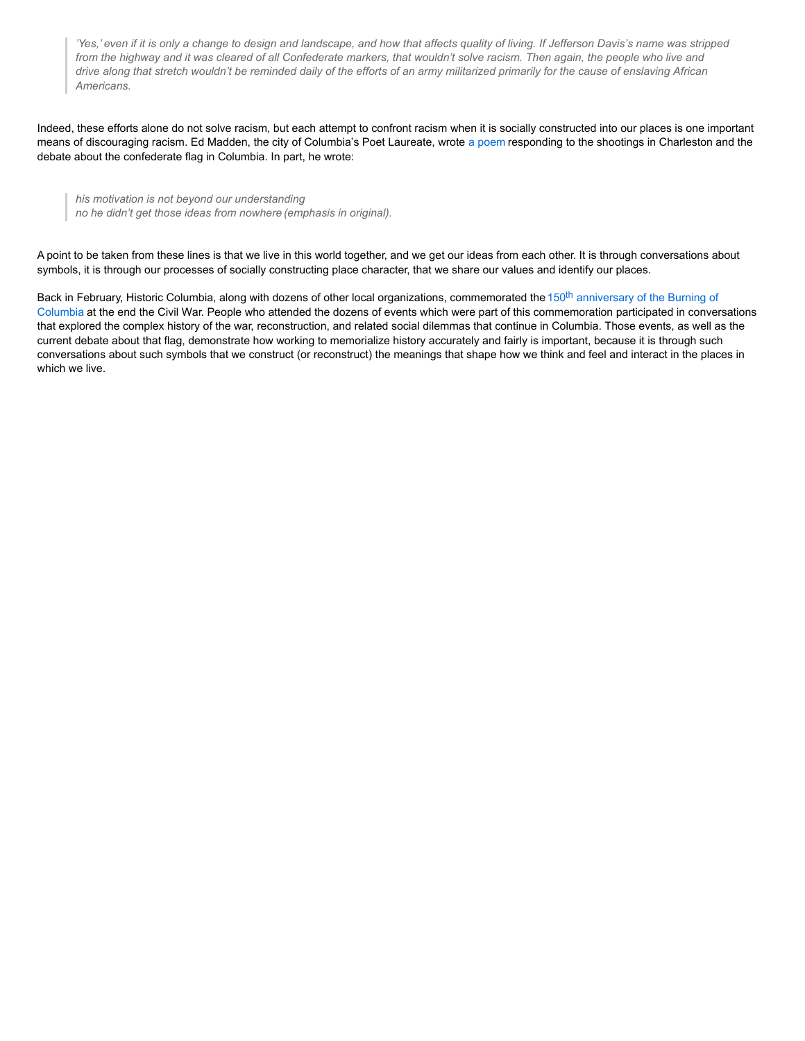> *'Yes,' even if it is only a change to design and landscape, and how that affects quality of living. If Jefferson Davis's name was stripped from the highway and it was cleared of all Confederate markers, that wouldn't solve racism. Then again, the people who live and drive along that stretch wouldn't be reminded daily of the efforts of an army militarized primarily for the cause of enslaving African Americans.*

Indeed, these efforts alone do not solve racism, but each attempt to confront racism when it is socially constructed into our places is one important means of discouraging racism. Ed Madden, the city of Columbia's Poet Laureate, wrote a poem responding to the shootings in Charleston and the debate about the confederate flag in Columbia. In part, he wrote:

> *his motivation is not beyond our understanding*
> *no he didn't get those ideas from nowhere (emphasis in original).*

A point to be taken from these lines is that we live in this world together, and we get our ideas from each other. It is through conversations about symbols, it is through our processes of socially constructing place character, that we share our values and identify our places.

Back in February, Historic Columbia, along with dozens of other local organizations, commemorated the 150th anniversary of the Burning of Columbia at the end the Civil War. People who attended the dozens of events which were part of this commemoration participated in conversations that explored the complex history of the war, reconstruction, and related social dilemmas that continue in Columbia. Those events, as well as the current debate about that flag, demonstrate how working to memorialize history accurately and fairly is important, because it is through such conversations about such symbols that we construct (or reconstruct) the meanings that shape how we think and feel and interact in the places in which we live.